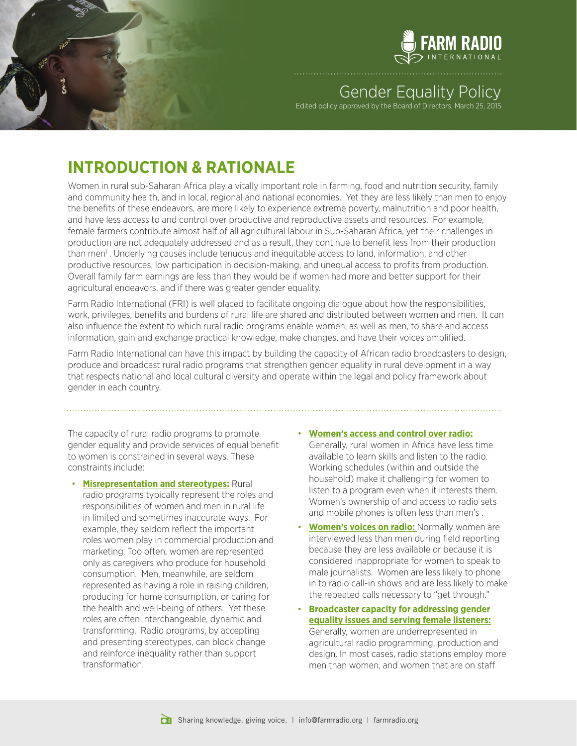# Gender Equality Policy

Edited policy approved by the Board of Directors, March 25, 2015

## INTRODUCTION & RATIONALE

Women in rural sub-Saharan Africa play a vitally important role in farming, food and nutrition security, family and community health, and in local, regional and national economies. Yet they are less likely than men to enjoy the benefits of these endeavors, are more likely to experience extreme poverty, malnutrition and poor health, and have less access to and control over productive and reproductive assets and resources. For example, female farmers contribute almost half of all agricultural labour in Sub-Saharan Africa, yet their challenges in production are not adequately addressed and as a result, they continue to benefit less from their production than men[1]. Underlying causes include tenuous and inequitable access to land, information, and other productive resources, low participation in decision-making, and unequal access to profits from production. Overall family farm earnings are less than they would be if women had more and better support for their agricultural endeavors, and if there was greater gender equality.

Farm Radio International (FRI) is well placed to facilitate ongoing dialogue about how the responsibilities, work, privileges, benefits and burdens of rural life are shared and distributed between women and men. It can also influence the extent to which rural radio programs enable women, as well as men, to share and access information, gain and exchange practical knowledge, make changes, and have their voices amplified.

Farm Radio International can have this impact by building the capacity of African radio broadcasters to design, produce and broadcast rural radio programs that strengthen gender equality in rural development in a way that respects national and local cultural diversity and operate within the legal and policy framework about gender in each country.

The capacity of rural radio programs to promote gender equality and provide services of equal benefit to women is constrained in several ways. These constraints include:

- **Misrepresentation and stereotypes:** Rural radio programs typically represent the roles and responsibilities of women and men in rural life in limited and sometimes inaccurate ways. For example, they seldom reflect the important roles women play in commercial production and marketing. Too often, women are represented only as caregivers who produce for household consumption. Men, meanwhile, are seldom represented as having a role in raising children, producing for home consumption, or caring for the health and well-being of others. Yet these roles are often interchangeable, dynamic and transforming. Radio programs, by accepting and presenting stereotypes, can block change and reinforce inequality rather than support transformation.
- **Women's access and control over radio:** Generally, rural women in Africa have less time available to learn skills and listen to the radio. Working schedules (within and outside the household) make it challenging for women to listen to a program even when it interests them. Women's ownership of and access to radio sets and mobile phones is often less than men's .
- **Women's voices on radio:** Normally women are interviewed less than men during field reporting because they are less available or because it is considered inappropriate for women to speak to male journalists. Women are less likely to phone in to radio call-in shows and are less likely to make the repeated calls necessary to "get through."
- **Broadcaster capacity for addressing gender equality issues and serving female listeners:** Generally, women are underrepresented in agricultural radio programming, production and design. In most cases, radio stations employ more men than women, and women that are on staff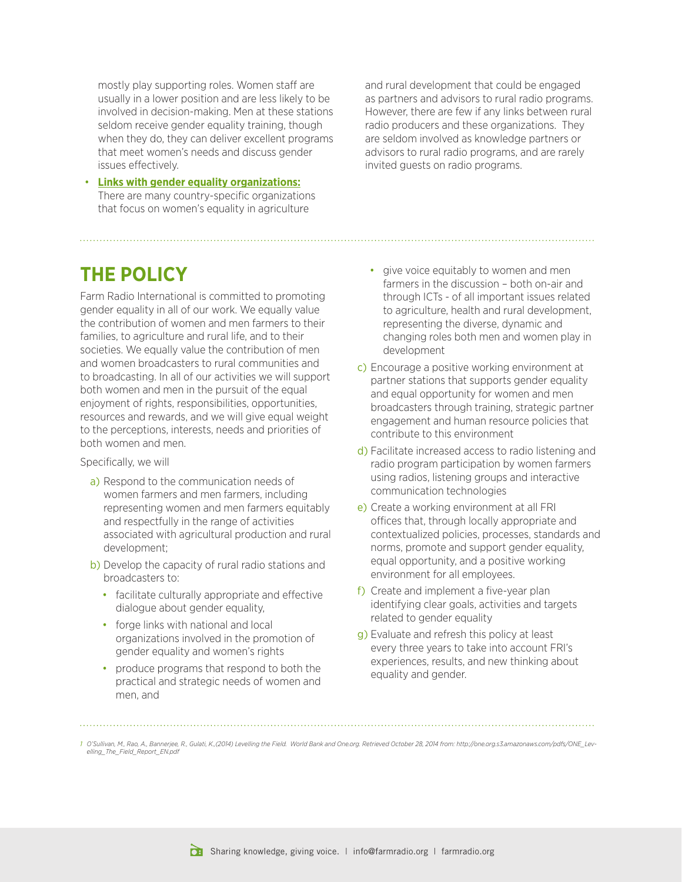mostly play supporting roles. Women staff are usually in a lower position and are less likely to be involved in decision-making. Men at these stations seldom receive gender equality training, though when they do, they can deliver excellent programs that meet women's needs and discuss gender issues effectively.

- **Links with gender equality organizations:** There are many country-specific organizations that focus on women's equality in agriculture and rural development that could be engaged as partners and advisors to rural radio programs. However, there are few if any links between rural radio producers and these organizations. They are seldom involved as knowledge partners or advisors to rural radio programs, and are rarely invited guests on radio programs.

## THE POLICY

Farm Radio International is committed to promoting gender equality in all of our work. We equally value the contribution of women and men farmers to their families, to agriculture and rural life, and to their societies. We equally value the contribution of men and women broadcasters to rural communities and to broadcasting. In all of our activities we will support both women and men in the pursuit of the equal enjoyment of rights, responsibilities, opportunities, resources and rewards, and we will give equal weight to the perceptions, interests, needs and priorities of both women and men.

Specifically, we will

a) Respond to the communication needs of women farmers and men farmers, including representing women and men farmers equitably and respectfully in the range of activities associated with agricultural production and rural development;

b) Develop the capacity of rural radio stations and broadcasters to:
   - facilitate culturally appropriate and effective dialogue about gender equality,
   - forge links with national and local organizations involved in the promotion of gender equality and women's rights
   - produce programs that respond to both the practical and strategic needs of women and men, and
   - give voice equitably to women and men farmers in the discussion – both on-air and through ICTs - of all important issues related to agriculture, health and rural development, representing the diverse, dynamic and changing roles both men and women play in development

c) Encourage a positive working environment at partner stations that supports gender equality and equal opportunity for women and men broadcasters through training, strategic partner engagement and human resource policies that contribute to this environment

d) Facilitate increased access to radio listening and radio program participation by women farmers using radios, listening groups and interactive communication technologies

e) Create a working environment at all FRI offices that, through locally appropriate and contextualized policies, processes, standards and norms, promote and support gender equality, equal opportunity, and a positive working environment for all employees.

f) Create and implement a five-year plan identifying clear goals, activities and targets related to gender equality

g) Evaluate and refresh this policy at least every three years to take into account FRI's experiences, results, and new thinking about equality and gender.

*1 O'Sullivan, M., Rao, A., Bannerjee, R., Gulati, K.,(2014) Levelling the Field. World Bank and One.org. Retrieved October 28, 2014 from: http://one.org.s3.amazonaws.com/pdfs/ONE_Levelling_The_Field_Report_EN.pdf*